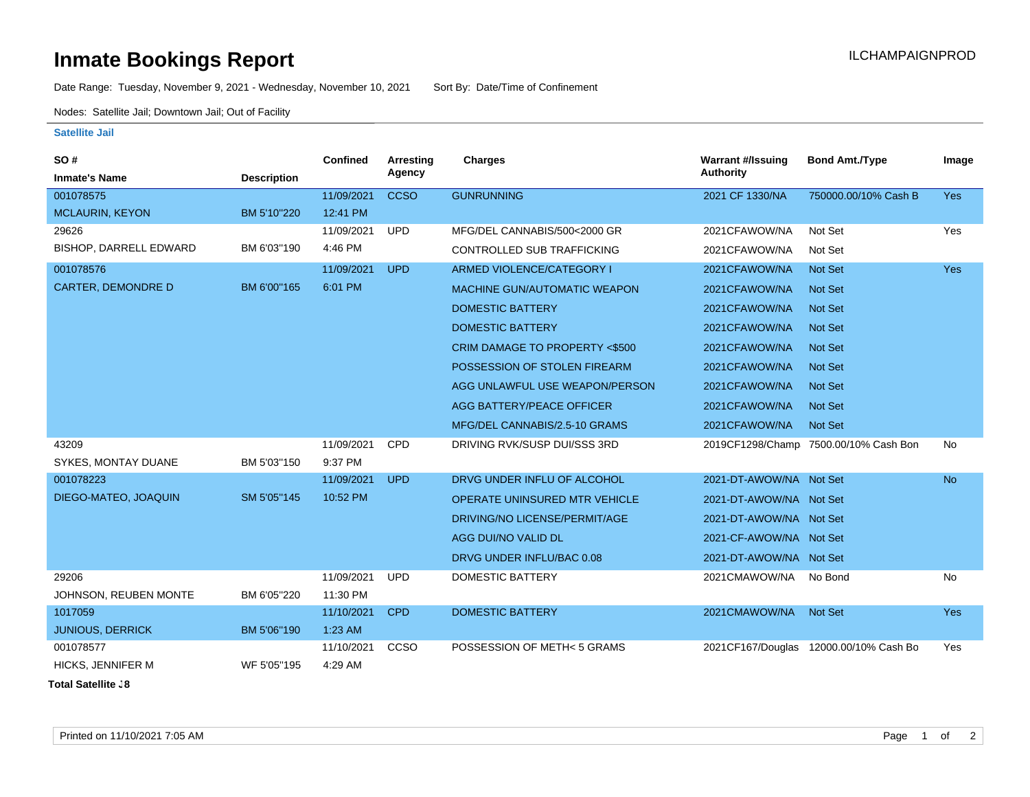# Inmate Bookings Report

ILCHAMPAIGNPROD

Date Range: Tuesday, November 9, 2021 - Wednesday, November 10, 2021 Sort By: Date/Time of Confinement

Nodes: Satellite Jail; Downtown Jail; Out of Facility

## Satellite Jail

| SO # / Inmate's Name | Description | Confined | Arresting Agency | Charges | Warrant #/Issuing Authority | Bond Amt./Type | Image |
|---|---|---|---|---|---|---|---|
| 001078575 MCLAURIN, KEYON | BM 5'10"220 | 11/09/2021 12:41 PM | CCSO | GUNRUNNING | 2021 CF 1330/NA | 750000.00/10% Cash B | Yes |
| 29626 BISHOP, DARRELL EDWARD | BM 6'03"190 | 11/09/2021 4:46 PM | UPD | MFG/DEL CANNABIS/500<2000 GR | 2021CFAWOW/NA | Not Set | Yes |
| | | | | CONTROLLED SUB TRAFFICKING | 2021CFAWOW/NA | Not Set | |
| 001078576 CARTER, DEMONDRE D | BM 6'00"165 | 11/09/2021 6:01 PM | UPD | ARMED VIOLENCE/CATEGORY I | 2021CFAWOW/NA | Not Set | Yes |
| | | | | MACHINE GUN/AUTOMATIC WEAPON | 2021CFAWOW/NA | Not Set | |
| | | | | DOMESTIC BATTERY | 2021CFAWOW/NA | Not Set | |
| | | | | DOMESTIC BATTERY | 2021CFAWOW/NA | Not Set | |
| | | | | CRIM DAMAGE TO PROPERTY <$500 | 2021CFAWOW/NA | Not Set | |
| | | | | POSSESSION OF STOLEN FIREARM | 2021CFAWOW/NA | Not Set | |
| | | | | AGG UNLAWFUL USE WEAPON/PERSON | 2021CFAWOW/NA | Not Set | |
| | | | | AGG BATTERY/PEACE OFFICER | 2021CFAWOW/NA | Not Set | |
| | | | | MFG/DEL CANNABIS/2.5-10 GRAMS | 2021CFAWOW/NA | Not Set | |
| 43209 SYKES, MONTAY DUANE | BM 5'03"150 | 11/09/2021 9:37 PM | CPD | DRIVING RVK/SUSP DUI/SSS 3RD | 2019CF1298/Champ | 7500.00/10% Cash Bon | No |
| 001078223 DIEGO-MATEO, JOAQUIN | SM 5'05"145 | 11/09/2021 10:52 PM | UPD | DRVG UNDER INFLU OF ALCOHOL | 2021-DT-AWOW/NA | Not Set | No |
| | | | | OPERATE UNINSURED MTR VEHICLE | 2021-DT-AWOW/NA | Not Set | |
| | | | | DRIVING/NO LICENSE/PERMIT/AGE | 2021-DT-AWOW/NA | Not Set | |
| | | | | AGG DUI/NO VALID DL | 2021-CF-AWOW/NA | Not Set | |
| | | | | DRVG UNDER INFLU/BAC 0.08 | 2021-DT-AWOW/NA | Not Set | |
| 29206 JOHNSON, REUBEN MONTE | BM 6'05"220 | 11/09/2021 11:30 PM | UPD | DOMESTIC BATTERY | 2021CMAWOW/NA | No Bond | No |
| 1017059 JUNIOUS, DERRICK | BM 5'06"190 | 11/10/2021 1:23 AM | CPD | DOMESTIC BATTERY | 2021CMAWOW/NA | Not Set | Yes |
| 001078577 HICKS, JENNIFER M | WF 5'05"195 | 11/10/2021 4:29 AM | CCSO | POSSESSION OF METH< 5 GRAMS | 2021CF167/Douglas | 12000.00/10% Cash Bo | Yes |

**Total Satellite :8**

Printed on 11/10/2021 7:05 AM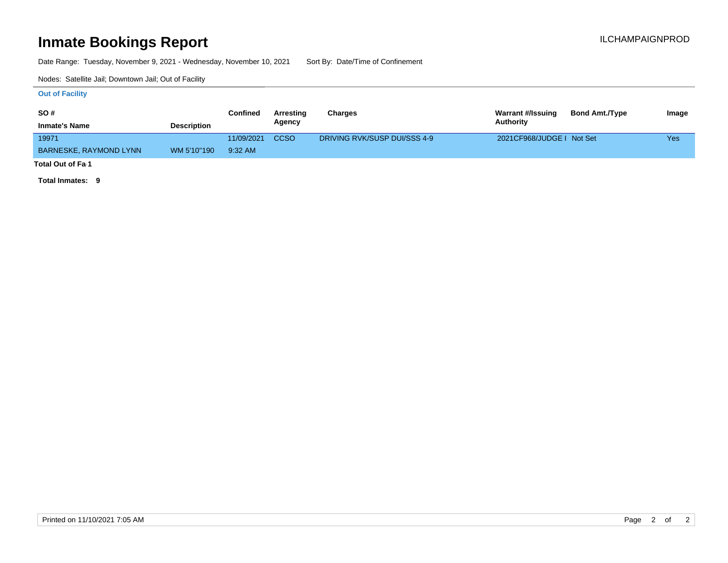# Inmate Bookings Report

ILCHAMPAIGNPROD

Date Range: Tuesday, November 9, 2021 - Wednesday, November 10, 2021    Sort By: Date/Time of Confinement

Nodes: Satellite Jail; Downtown Jail; Out of Facility

**Out of Facility**

| SO # / Inmate's Name | Description | Confined | Arresting Agency | Charges | Warrant #/Issuing Authority | Bond Amt./Type | Image |
|---|---|---|---|---|---|---|---|
| 19971 / BARNESKE, RAYMOND LYNN | WM 5'10"190 | 11/09/2021 9:32 AM | CCSO | DRIVING RVK/SUSP DUI/SSS 4-9 | 2021CF968/JUDGE I | Not Set | Yes |

**Total Out of Fa 1**

**Total Inmates: 9**

Printed on 11/10/2021 7:05 AM